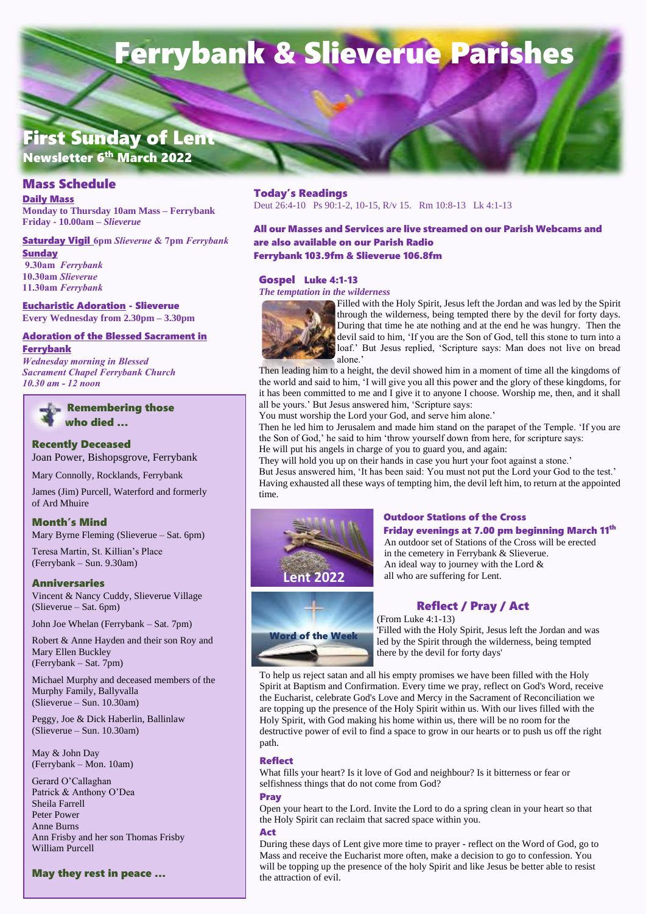# Ferrybank & Slieverue Parishes

## First Sunday of Lent

**Newsletter 6th March 2022**

## Mass Schedule

**Daily Mass**

**Monday to Thursday 10am Mass – Ferrybank**
**Friday - 10.00am –** ***Slieverue***

**Saturday Vigil** **6pm** ***Slieverue*** **& 7pm** ***Ferrybank***

**Sunday**
**9.30am** ***Ferrybank***
**10.30am** ***Slieverue***
**11.30am** ***Ferrybank***

**Eucharistic Adoration - Slieverue**
**Every Wednesday from 2.30pm – 3.30pm**

**Adoration of the Blessed Sacrament in Ferrybank**
***Wednesday morning in Blessed Sacrament Chapel Ferrybank Church***
***10.30 am - 12 noon***

### Remembering those who died …

**Recently Deceased**

Joan Power, Bishopsgrove, Ferrybank

Mary Connolly, Rocklands, Ferrybank

James (Jim) Purcell, Waterford and formerly of Ard Mhuire

**Month's Mind**

Mary Byrne Fleming (Slieverue – Sat. 6pm)

Teresa Martin, St. Killian's Place (Ferrybank – Sun. 9.30am)

**Anniversaries**

Vincent & Nancy Cuddy, Slieverue Village (Slieverue – Sat. 6pm)

John Joe Whelan (Ferrybank – Sat. 7pm)

Robert & Anne Hayden and their son Roy and Mary Ellen Buckley (Ferrybank – Sat. 7pm)

Michael Murphy and deceased members of the Murphy Family, Ballyvalla (Slieverue – Sun. 10.30am)

Peggy, Joe & Dick Haberlin, Ballinlaw (Slieverue – Sun. 10.30am)

May & John Day (Ferrybank – Mon. 10am)

Gerard O'Callaghan
Patrick & Anthony O'Dea
Sheila Farrell
Peter Power
Anne Burns
Ann Frisby and her son Thomas Frisby
William Purcell

**May they rest in peace …**

## Today's Readings

Deut 26:4-10 Ps 90:1-2, 10-15, R/v 15. Rm 10:8-13 Lk 4:1-13

**All our Masses and Services are live streamed on our Parish Webcams and are also available on our Parish Radio**
**Ferrybank 103.9fm & Slieverue 106.8fm**

### Gospel Luke 4:1-13

*The temptation in the wilderness*

Filled with the Holy Spirit, Jesus left the Jordan and was led by the Spirit through the wilderness, being tempted there by the devil for forty days. During that time he ate nothing and at the end he was hungry. Then the devil said to him, 'If you are the Son of God, tell this stone to turn into a loaf.' But Jesus replied, 'Scripture says: Man does not live on bread alone.'

Then leading him to a height, the devil showed him in a moment of time all the kingdoms of the world and said to him, 'I will give you all this power and the glory of these kingdoms, for it has been committed to me and I give it to anyone I choose. Worship me, then, and it shall all be yours.' But Jesus answered him, 'Scripture says:
You must worship the Lord your God, and serve him alone.'
Then he led him to Jerusalem and made him stand on the parapet of the Temple. 'If you are the Son of God,' he said to him 'throw yourself down from here, for scripture says:
He will put his angels in charge of you to guard you, and again:
They will hold you up on their hands in case you hurt your foot against a stone.'
But Jesus answered him, 'It has been said: You must not put the Lord your God to the test.'
Having exhausted all these ways of tempting him, the devil left him, to return at the appointed time.

Lent 2022

**Outdoor Stations of the Cross**
**Friday evenings at 7.00 pm beginning March 11th**

An outdoor set of Stations of the Cross will be erected in the cemetery in Ferrybank & Slieverue. An ideal way to journey with the Lord & all who are suffering for Lent.

Word of the Week

### Reflect / Pray / Act

(From Luke 4:1-13)
'Filled with the Holy Spirit, Jesus left the Jordan and was led by the Spirit through the wilderness, being tempted there by the devil for forty days'

To help us reject satan and all his empty promises we have been filled with the Holy Spirit at Baptism and Confirmation. Every time we pray, reflect on God's Word, receive the Eucharist, celebrate God's Love and Mercy in the Sacrament of Reconciliation we are topping up the presence of the Holy Spirit within us. With our lives filled with the Holy Spirit, with God making his home within us, there will be no room for the destructive power of evil to find a space to grow in our hearts or to push us off the right path.

**Reflect**

What fills your heart? Is it love of God and neighbour? Is it bitterness or fear or selfishness things that do not come from God?

**Pray**

Open your heart to the Lord. Invite the Lord to do a spring clean in your heart so that the Holy Spirit can reclaim that sacred space within you.

**Act**

During these days of Lent give more time to prayer - reflect on the Word of God, go to Mass and receive the Eucharist more often, make a decision to go to confession. You will be topping up the presence of the holy Spirit and like Jesus be better able to resist the attraction of evil.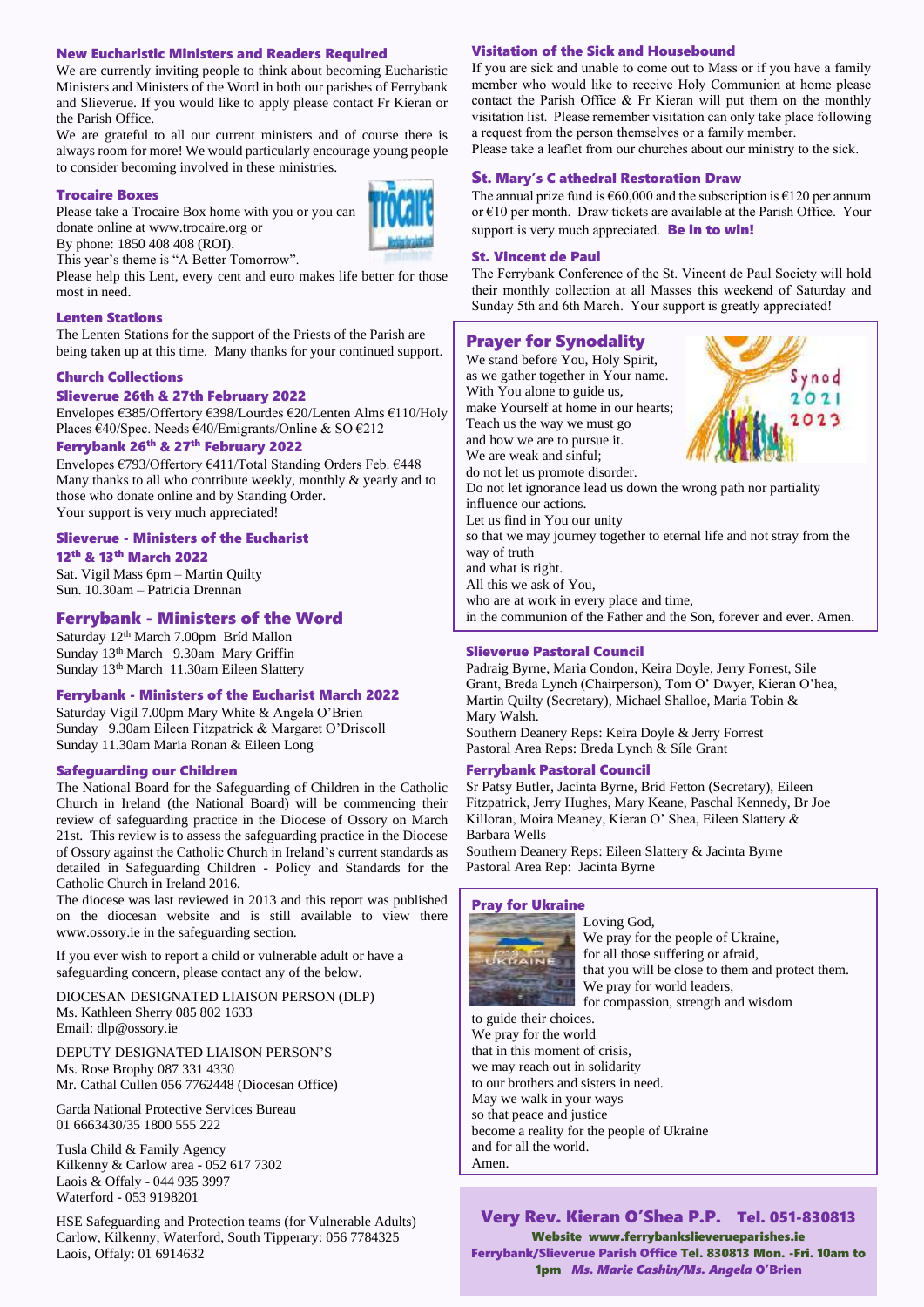### New Eucharistic Ministers and Readers Required

We are currently inviting people to think about becoming Eucharistic Ministers and Ministers of the Word in both our parishes of Ferrybank and Slieverue. If you would like to apply please contact Fr Kieran or the Parish Office.

We are grateful to all our current ministers and of course there is always room for more! We would particularly encourage young people to consider becoming involved in these ministries.

### Trocaire Boxes

Please take a Trocaire Box home with you or you can donate online at www.trocaire.org or
By phone: 1850 408 408 (ROI).
This year's theme is "A Better Tomorrow".
Please help this Lent, every cent and euro makes life better for those most in need.

### Lenten Stations

The Lenten Stations for the support of the Priests of the Parish are being taken up at this time. Many thanks for your continued support.

### Church Collections

#### Slieverue 26th & 27th February 2022

Envelopes €385/Offertory €398/Lourdes €20/Lenten Alms €110/Holy Places €40/Spec. Needs €40/Emigrants/Online & SO €212

#### Ferrybank 26th & 27th February 2022

Envelopes €793/Offertory €411/Total Standing Orders Feb. €448
Many thanks to all who contribute weekly, monthly & yearly and to those who donate online and by Standing Order.
Your support is very much appreciated!

### Slieverue - Ministers of the Eucharist 12th & 13th March 2022

Sat. Vigil Mass 6pm – Martin Quilty
Sun. 10.30am – Patricia Drennan

### Ferrybank - Ministers of the Word

Saturday 12th March 7.00pm Bríd Mallon
Sunday 13th March 9.30am Mary Griffin
Sunday 13th March 11.30am Eileen Slattery

### Ferrybank - Ministers of the Eucharist March 2022

Saturday Vigil 7.00pm Mary White & Angela O'Brien
Sunday 9.30am Eileen Fitzpatrick & Margaret O'Driscoll
Sunday 11.30am Maria Ronan & Eileen Long

### Safeguarding our Children

The National Board for the Safeguarding of Children in the Catholic Church in Ireland (the National Board) will be commencing their review of safeguarding practice in the Diocese of Ossory on March 21st. This review is to assess the safeguarding practice in the Diocese of Ossory against the Catholic Church in Ireland's current standards as detailed in Safeguarding Children - Policy and Standards for the Catholic Church in Ireland 2016.

The diocese was last reviewed in 2013 and this report was published on the diocesan website and is still available to view there www.ossory.ie in the safeguarding section.

If you ever wish to report a child or vulnerable adult or have a safeguarding concern, please contact any of the below.

DIOCESAN DESIGNATED LIAISON PERSON (DLP)
Ms. Kathleen Sherry 085 802 1633
Email: dlp@ossory.ie

DEPUTY DESIGNATED LIAISON PERSON'S
Ms. Rose Brophy 087 331 4330
Mr. Cathal Cullen 056 7762448 (Diocesan Office)

Garda National Protective Services Bureau
01 6663430/35 1800 555 222

Tusla Child & Family Agency
Kilkenny & Carlow area - 052 617 7302
Laois & Offaly - 044 935 3997
Waterford - 053 9198201

HSE Safeguarding and Protection teams (for Vulnerable Adults)
Carlow, Kilkenny, Waterford, South Tipperary: 056 7784325
Laois, Offaly: 01 6914632

### Visitation of the Sick and Housebound

If you are sick and unable to come out to Mass or if you have a family member who would like to receive Holy Communion at home please contact the Parish Office & Fr Kieran will put them on the monthly visitation list. Please remember visitation can only take place following a request from the person themselves or a family member.
Please take a leaflet from our churches about our ministry to the sick.

### St. Mary's Cathedral Restoration Draw

The annual prize fund is €60,000 and the subscription is €120 per annum or €10 per month. Draw tickets are available at the Parish Office. Your support is very much appreciated. **Be in to win!**

### St. Vincent de Paul

The Ferrybank Conference of the St. Vincent de Paul Society will hold their monthly collection at all Masses this weekend of Saturday and Sunday 5th and 6th March. Your support is greatly appreciated!

### Prayer for Synodality

We stand before You, Holy Spirit,
as we gather together in Your name.
With You alone to guide us,
make Yourself at home in our hearts;
Teach us the way we must go
and how we are to pursue it.
We are weak and sinful;
do not let us promote disorder.
Do not let ignorance lead us down the wrong path nor partiality influence our actions.
Let us find in You our unity
so that we may journey together to eternal life and not stray from the way of truth
and what is right.
All this we ask of You,
who are at work in every place and time,
in the communion of the Father and the Son, forever and ever. Amen.

### Slieverue Pastoral Council

Padraig Byrne, Maria Condon, Keira Doyle, Jerry Forrest, Sile Grant, Breda Lynch (Chairperson), Tom O' Dwyer, Kieran O'hea, Martin Quilty (Secretary), Michael Shalloe, Maria Tobin & Mary Walsh.
Southern Deanery Reps: Keira Doyle & Jerry Forrest
Pastoral Area Reps: Breda Lynch & Síle Grant

### Ferrybank Pastoral Council

Sr Patsy Butler, Jacinta Byrne, Bríd Fetton (Secretary), Eileen Fitzpatrick, Jerry Hughes, Mary Keane, Paschal Kennedy, Br Joe Killoran, Moira Meaney, Kieran O' Shea, Eileen Slattery & Barbara Wells
Southern Deanery Reps: Eileen Slattery & Jacinta Byrne
Pastoral Area Rep: Jacinta Byrne

### Pray for Ukraine

Loving God,
We pray for the people of Ukraine,
for all those suffering or afraid,
that you will be close to them and protect them.
We pray for world leaders,
for compassion, strength and wisdom
to guide their choices.
We pray for the world
that in this moment of crisis,
we may reach out in solidarity
to our brothers and sisters in need.
May we walk in your ways
so that peace and justice
become a reality for the people of Ukraine
and for all the world.
Amen.

**Very Rev. Kieran O'Shea P.P. Tel. 051-830813**
**Website www.ferrybankslieverueparishes.ie**
**Ferrybank/Slieverue Parish Office Tel. 830813 Mon. -Fri. 10am to 1pm** ***Ms. Marie Cashin/Ms. Angela*** **O'Brien**